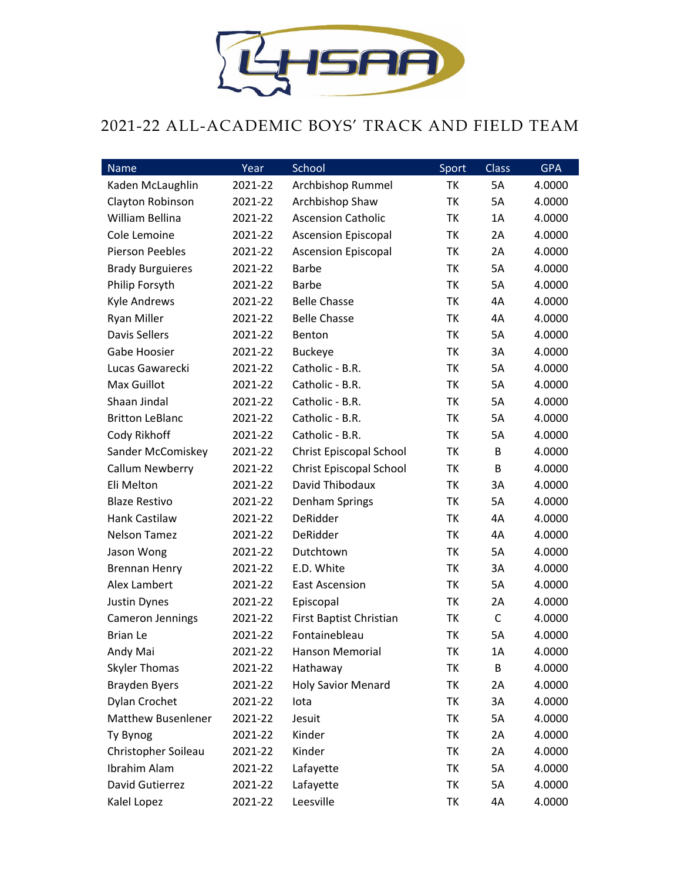# 2021-22 ALL-ACADEMIC BOYS' TRACK AND FIELD TEAM

| Name | Year | School | Sport | Class | GPA |
|---|---|---|---|---|---|
| Kaden McLaughlin | 2021-22 | Archbishop Rummel | TK | 5A | 4.0000 |
| Clayton Robinson | 2021-22 | Archbishop Shaw | TK | 5A | 4.0000 |
| William Bellina | 2021-22 | Ascension Catholic | TK | 1A | 4.0000 |
| Cole Lemoine | 2021-22 | Ascension Episcopal | TK | 2A | 4.0000 |
| Pierson Peebles | 2021-22 | Ascension Episcopal | TK | 2A | 4.0000 |
| Brady Burguieres | 2021-22 | Barbe | TK | 5A | 4.0000 |
| Philip Forsyth | 2021-22 | Barbe | TK | 5A | 4.0000 |
| Kyle Andrews | 2021-22 | Belle Chasse | TK | 4A | 4.0000 |
| Ryan Miller | 2021-22 | Belle Chasse | TK | 4A | 4.0000 |
| Davis Sellers | 2021-22 | Benton | TK | 5A | 4.0000 |
| Gabe Hoosier | 2021-22 | Buckeye | TK | 3A | 4.0000 |
| Lucas Gawarecki | 2021-22 | Catholic - B.R. | TK | 5A | 4.0000 |
| Max Guillot | 2021-22 | Catholic - B.R. | TK | 5A | 4.0000 |
| Shaan Jindal | 2021-22 | Catholic - B.R. | TK | 5A | 4.0000 |
| Britton LeBlanc | 2021-22 | Catholic - B.R. | TK | 5A | 4.0000 |
| Cody Rikhoff | 2021-22 | Catholic - B.R. | TK | 5A | 4.0000 |
| Sander McComiskey | 2021-22 | Christ Episcopal School | TK | B | 4.0000 |
| Callum Newberry | 2021-22 | Christ Episcopal School | TK | B | 4.0000 |
| Eli Melton | 2021-22 | David Thibodaux | TK | 3A | 4.0000 |
| Blaze Restivo | 2021-22 | Denham Springs | TK | 5A | 4.0000 |
| Hank Castilaw | 2021-22 | DeRidder | TK | 4A | 4.0000 |
| Nelson Tamez | 2021-22 | DeRidder | TK | 4A | 4.0000 |
| Jason Wong | 2021-22 | Dutchtown | TK | 5A | 4.0000 |
| Brennan Henry | 2021-22 | E.D. White | TK | 3A | 4.0000 |
| Alex Lambert | 2021-22 | East Ascension | TK | 5A | 4.0000 |
| Justin Dynes | 2021-22 | Episcopal | TK | 2A | 4.0000 |
| Cameron Jennings | 2021-22 | First Baptist Christian | TK | C | 4.0000 |
| Brian Le | 2021-22 | Fontainebleau | TK | 5A | 4.0000 |
| Andy Mai | 2021-22 | Hanson Memorial | TK | 1A | 4.0000 |
| Skyler Thomas | 2021-22 | Hathaway | TK | B | 4.0000 |
| Brayden Byers | 2021-22 | Holy Savior Menard | TK | 2A | 4.0000 |
| Dylan Crochet | 2021-22 | Iota | TK | 3A | 4.0000 |
| Matthew Busenlener | 2021-22 | Jesuit | TK | 5A | 4.0000 |
| Ty Bynog | 2021-22 | Kinder | TK | 2A | 4.0000 |
| Christopher Soileau | 2021-22 | Kinder | TK | 2A | 4.0000 |
| Ibrahim Alam | 2021-22 | Lafayette | TK | 5A | 4.0000 |
| David Gutierrez | 2021-22 | Lafayette | TK | 5A | 4.0000 |
| Kalel Lopez | 2021-22 | Leesville | TK | 4A | 4.0000 |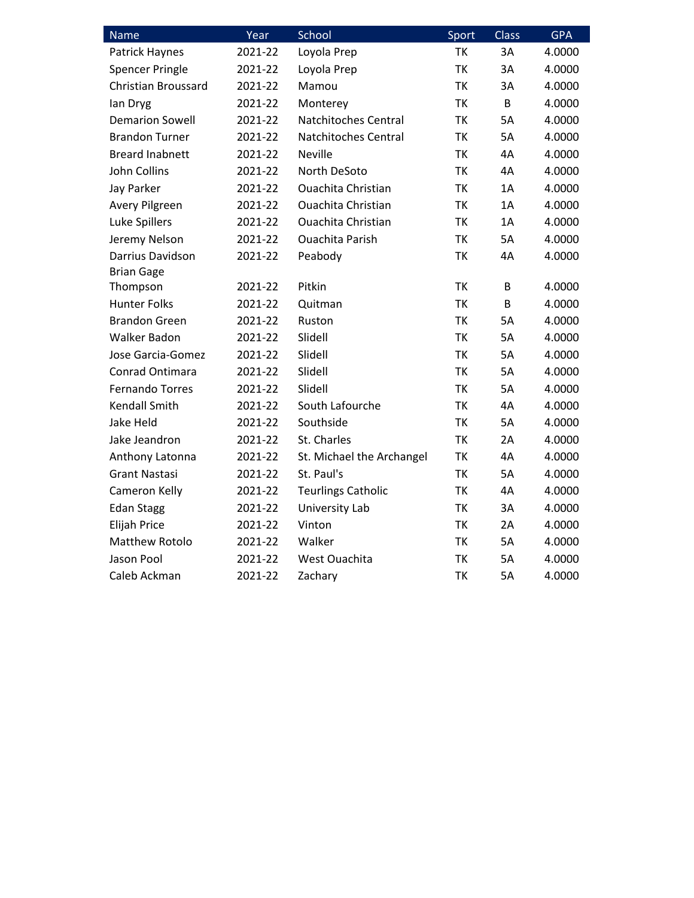| Name | Year | School | Sport | Class | GPA |
|---|---|---|---|---|---|
| Patrick Haynes | 2021-22 | Loyola Prep | TK | 3A | 4.0000 |
| Spencer Pringle | 2021-22 | Loyola Prep | TK | 3A | 4.0000 |
| Christian Broussard | 2021-22 | Mamou | TK | 3A | 4.0000 |
| Ian Dryg | 2021-22 | Monterey | TK | B | 4.0000 |
| Demarion Sowell | 2021-22 | Natchitoches Central | TK | 5A | 4.0000 |
| Brandon Turner | 2021-22 | Natchitoches Central | TK | 5A | 4.0000 |
| Breard Inabnett | 2021-22 | Neville | TK | 4A | 4.0000 |
| John Collins | 2021-22 | North DeSoto | TK | 4A | 4.0000 |
| Jay Parker | 2021-22 | Ouachita Christian | TK | 1A | 4.0000 |
| Avery Pilgreen | 2021-22 | Ouachita Christian | TK | 1A | 4.0000 |
| Luke Spillers | 2021-22 | Ouachita Christian | TK | 1A | 4.0000 |
| Jeremy Nelson | 2021-22 | Ouachita Parish | TK | 5A | 4.0000 |
| Darrius Davidson | 2021-22 | Peabody | TK | 4A | 4.0000 |
| Brian Gage Thompson | 2021-22 | Pitkin | TK | B | 4.0000 |
| Hunter Folks | 2021-22 | Quitman | TK | B | 4.0000 |
| Brandon Green | 2021-22 | Ruston | TK | 5A | 4.0000 |
| Walker Badon | 2021-22 | Slidell | TK | 5A | 4.0000 |
| Jose Garcia-Gomez | 2021-22 | Slidell | TK | 5A | 4.0000 |
| Conrad Ontimara | 2021-22 | Slidell | TK | 5A | 4.0000 |
| Fernando Torres | 2021-22 | Slidell | TK | 5A | 4.0000 |
| Kendall Smith | 2021-22 | South Lafourche | TK | 4A | 4.0000 |
| Jake Held | 2021-22 | Southside | TK | 5A | 4.0000 |
| Jake Jeandron | 2021-22 | St. Charles | TK | 2A | 4.0000 |
| Anthony Latonna | 2021-22 | St. Michael the Archangel | TK | 4A | 4.0000 |
| Grant Nastasi | 2021-22 | St. Paul's | TK | 5A | 4.0000 |
| Cameron Kelly | 2021-22 | Teurlings Catholic | TK | 4A | 4.0000 |
| Edan Stagg | 2021-22 | University Lab | TK | 3A | 4.0000 |
| Elijah Price | 2021-22 | Vinton | TK | 2A | 4.0000 |
| Matthew Rotolo | 2021-22 | Walker | TK | 5A | 4.0000 |
| Jason Pool | 2021-22 | West Ouachita | TK | 5A | 4.0000 |
| Caleb Ackman | 2021-22 | Zachary | TK | 5A | 4.0000 |